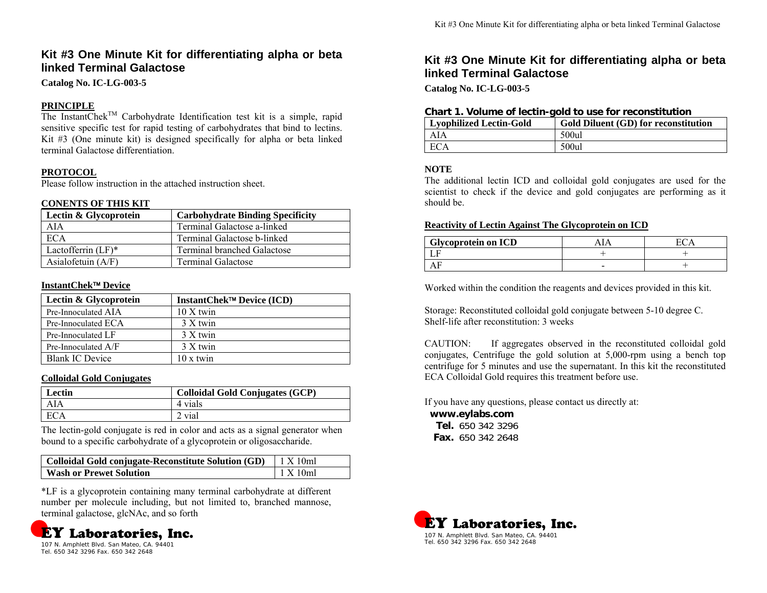## Kit #3 One Minute Kit for differentiating alpha or beta linked Terminal Galactose

**Catalog No. IC-LG-003-5**

**PRINCIPLE**

The InstantChek™ Carbohydrate Identification test kit is a simple, rapid sensitive specific test for rapid testing of carbohydrates that bind to lectins. Kit #3 (One minute kit) is designed specifically for alpha or beta linked terminal Galactose differentiation.

**PROTOCOL**

Please follow instruction in the attached instruction sheet.

**CONENTS OF THIS KIT**

| Lectin & Glycoprotein | Carbohydrate Binding Specificity |
| --- | --- |
| AIA | Terminal Galactose a-linked |
| ECA | Terminal Galactose b-linked |
| Lactofferrin (LF)* | Terminal branched Galactose |
| Asialofetuin (A/F) | Terminal Galactose |

**InstantChek™ Device**

| Lectin & Glycoprotein | InstantChek™ Device (ICD) |
| --- | --- |
| Pre-Innoculated AIA | 10 X twin |
| Pre-Innoculated ECA | 3 X twin |
| Pre-Innoculated LF | 3 X twin |
| Pre-Innoculated A/F | 3 X twin |
| Blank IC Device | 10 x twin |

**Colloidal Gold Conjugates**

| Lectin | Colloidal Gold Conjugates (GCP) |
| --- | --- |
| AIA | 4 vials |
| ECA | 2 vial |

The lectin-gold conjugate is red in color and acts as a signal generator when bound to a specific carbohydrate of a glycoprotein or oligosaccharide.

| Colloidal Gold conjugate-Reconstitute Solution (GD) | 1 X 10ml |
| --- | --- |
| Wash or Prewet Solution | 1 X 10ml |

*LF is a glycoprotein containing many terminal carbohydrate at different number per molecule including, but not limited to, branched mannose, terminal galactose, glcNAc, and so forth

**EY Laboratories, Inc.**
107 N. Amphlett Blvd. San Mateo, CA. 94401
Tel. 650 342 3296 Fax. 650 342 2648

## Kit #3 One Minute Kit for differentiating alpha or beta linked Terminal Galactose

**Catalog No. IC-LG-003-5**

**Chart 1. Volume of lectin-gold to use for reconstitution**

| Lyophilized Lectin-Gold | Gold Diluent (GD) for reconstitution |
| --- | --- |
| AIA | 500ul |
| ECA | 500ul |

**NOTE**

The additional lectin ICD and colloidal gold conjugates are used for the scientist to check if the device and gold conjugates are performing as it should be.

**Reactivity of Lectin Against The Glycoprotein on ICD**

| Glycoprotein on ICD | AIA | ECA |
| --- | --- | --- |
| LF | + | + |
| AF | - | + |

Worked within the condition the reagents and devices provided in this kit.

Storage: Reconstituted colloidal gold conjugate between 5-10 degree C.
Shelf-life after reconstitution: 3 weeks

CAUTION: If aggregates observed in the reconstituted colloidal gold conjugates, Centrifuge the gold solution at 5,000-rpm using a bench top centrifuge for 5 minutes and use the supernatant. In this kit the reconstituted ECA Colloidal Gold requires this treatment before use.

If you have any questions, please contact us directly at:
**www.eylabs.com**
**Tel.** 650 342 3296
**Fax.** 650 342 2648

**EY Laboratories, Inc.**
107 N. Amphlett Blvd. San Mateo, CA. 94401
Tel. 650 342 3296 Fax. 650 342 2648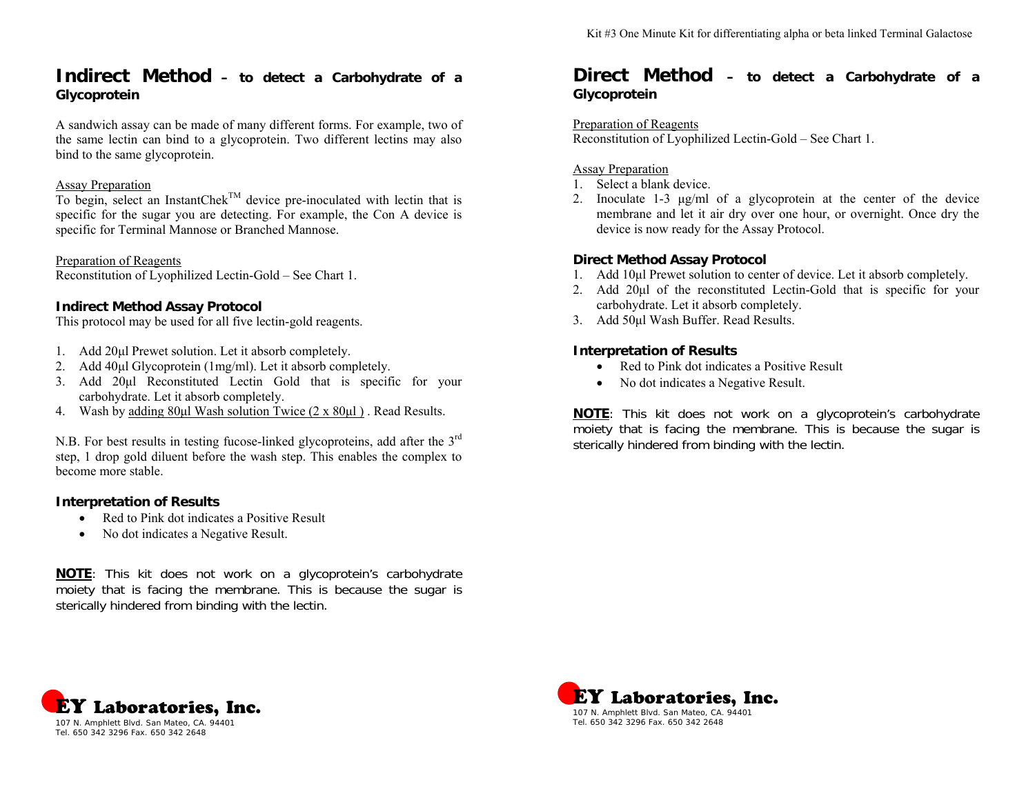## Indirect Method – to detect a Carbohydrate of a Glycoprotein

A sandwich assay can be made of many different forms. For example, two of the same lectin can bind to a glycoprotein. Two different lectins may also bind to the same glycoprotein.

Assay Preparation

To begin, select an InstantChek™ device pre-inoculated with lectin that is specific for the sugar you are detecting. For example, the Con A device is specific for Terminal Mannose or Branched Mannose.

Preparation of Reagents

Reconstitution of Lyophilized Lectin-Gold – See Chart 1.

### Indirect Method Assay Protocol

This protocol may be used for all five lectin-gold reagents.

1. Add 20µl Prewet solution. Let it absorb completely.
2. Add 40µl Glycoprotein (1mg/ml). Let it absorb completely.
3. Add 20µl Reconstituted Lectin Gold that is specific for your carbohydrate. Let it absorb completely.
4. Wash by adding 80µl Wash solution Twice (2 x 80µl ) . Read Results.

N.B. For best results in testing fucose-linked glycoproteins, add after the 3rd step, 1 drop gold diluent before the wash step. This enables the complex to become more stable.

### Interpretation of Results

- Red to Pink dot indicates a Positive Result
- No dot indicates a Negative Result.

**NOTE**: This kit does not work on a glycoprotein's carbohydrate moiety that is facing the membrane. This is because the sugar is sterically hindered from binding with the lectin.

EY Laboratories, Inc.
107 N. Amphlett Blvd. San Mateo, CA. 94401
Tel. 650 342 3296 Fax. 650 342 2648

## Direct Method – to detect a Carbohydrate of a Glycoprotein

Preparation of Reagents

Reconstitution of Lyophilized Lectin-Gold – See Chart 1.

Assay Preparation

1. Select a blank device.
2. Inoculate 1-3 µg/ml of a glycoprotein at the center of the device membrane and let it air dry over one hour, or overnight. Once dry the device is now ready for the Assay Protocol.

### Direct Method Assay Protocol

1. Add 10µl Prewet solution to center of device. Let it absorb completely.
2. Add 20µl of the reconstituted Lectin-Gold that is specific for your carbohydrate. Let it absorb completely.
3. Add 50µl Wash Buffer. Read Results.

### Interpretation of Results

- Red to Pink dot indicates a Positive Result
- No dot indicates a Negative Result.

**NOTE**: This kit does not work on a glycoprotein's carbohydrate moiety that is facing the membrane. This is because the sugar is sterically hindered from binding with the lectin.

EY Laboratories, Inc.
107 N. Amphlett Blvd. San Mateo, CA. 94401
Tel. 650 342 3296 Fax. 650 342 2648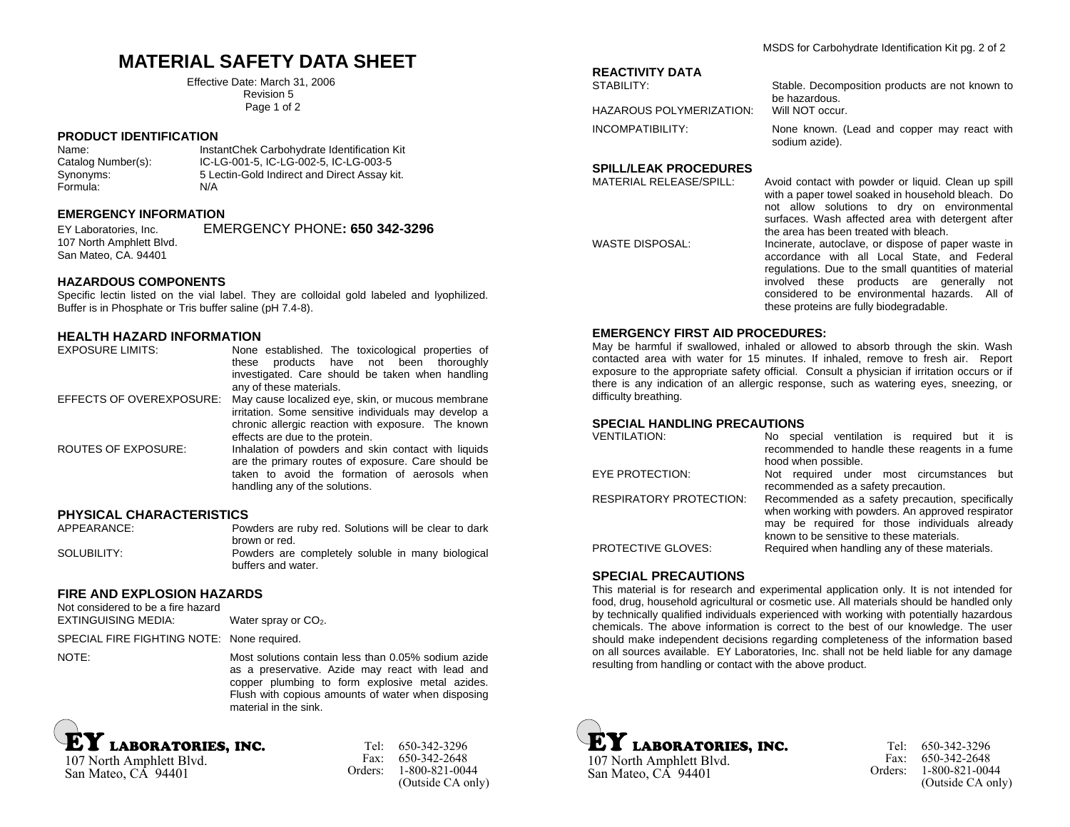# MATERIAL SAFETY DATA SHEET

Effective Date: March 31, 2006
Revision 5

## PRODUCT IDENTIFICATION

| | |
|---|---|
| Name: | InstantChek Carbohydrate Identification Kit |
| Catalog Number(s): | IC-LG-001-5, IC-LG-002-5, IC-LG-003-5 |
| Synonyms: | 5 Lectin-Gold Indirect and Direct Assay kit. |
| Formula: | N/A |

## EMERGENCY INFORMATION

EY Laboratories, Inc.
107 North Amphlett Blvd.
San Mateo, CA. 94401

EMERGENCY PHONE**: 650 342-3296**

## HAZARDOUS COMPONENTS

Specific lectin listed on the vial label. They are colloidal gold labeled and lyophilized. Buffer is in Phosphate or Tris buffer saline (pH 7.4-8).

## HEALTH HAZARD INFORMATION

| | |
|---|---|
| EXPOSURE LIMITS: | None established. The toxicological properties of these products have not been thoroughly investigated. Care should be taken when handling any of these materials. |
| EFFECTS OF OVEREXPOSURE: | May cause localized eye, skin, or mucous membrane irritation. Some sensitive individuals may develop a chronic allergic reaction with exposure. The known effects are due to the protein. |
| ROUTES OF EXPOSURE: | Inhalation of powders and skin contact with liquids are the primary routes of exposure. Care should be taken to avoid the formation of aerosols when handling any of the solutions. |

## PHYSICAL CHARACTERISTICS

| | |
|---|---|
| APPEARANCE: | Powders are ruby red. Solutions will be clear to dark brown or red. |
| SOLUBILITY: | Powders are completely soluble in many biological buffers and water. |

## FIRE AND EXPLOSION HAZARDS

Not considered to be a fire hazard

| | |
|---|---|
| EXTINGUISHING MEDIA: | Water spray or $CO_2$. |
| SPECIAL FIRE FIGHTING NOTE: | None required. |
| NOTE: | Most solutions contain less than 0.05% sodium azide as a preservative. Azide may react with lead and copper plumbing to form explosive metal azides. Flush with copious amounts of water when disposing material in the sink. |

**EY LABORATORIES, INC.**
107 North Amphlett Blvd.
San Mateo, CA 94401

Tel: 650-342-3296
Fax: 650-342-2648
Orders: 1-800-821-0044 (Outside CA only)

## REACTIVITY DATA

| | |
|---|---|
| STABILITY: | Stable. Decomposition products are not known to be hazardous. |
| HAZAROUS POLYMERIZATION: | Will NOT occur. |
| INCOMPATIBILITY: | None known. (Lead and copper may react with sodium azide). |

## SPILL/LEAK PROCEDURES

| | |
|---|---|
| MATERIAL RELEASE/SPILL: | Avoid contact with powder or liquid. Clean up spill with a paper towel soaked in household bleach. Do not allow solutions to dry on environmental surfaces. Wash affected area with detergent after the area has been treated with bleach. |
| WASTE DISPOSAL: | Incinerate, autoclave, or dispose of paper waste in accordance with all Local State, and Federal regulations. Due to the small quantities of material involved these products are generally not considered to be environmental hazards. All of these proteins are fully biodegradable. |

## EMERGENCY FIRST AID PROCEDURES:

May be harmful if swallowed, inhaled or allowed to absorb through the skin. Wash contacted area with water for 15 minutes. If inhaled, remove to fresh air. Report exposure to the appropriate safety official. Consult a physician if irritation occurs or if there is any indication of an allergic response, such as watering eyes, sneezing, or difficulty breathing.

## SPECIAL HANDLING PRECAUTIONS

| | |
|---|---|
| VENTILATION: | No special ventilation is required but it is recommended to handle these reagents in a fume hood when possible. |
| EYE PROTECTION: | Not required under most circumstances but recommended as a safety precaution. |
| RESPIRATORY PROTECTION: | Recommended as a safety precaution, specifically when working with powders. An approved respirator may be required for those individuals already known to be sensitive to these materials. |
| PROTECTIVE GLOVES: | Required when handling any of these materials. |

## SPECIAL PRECAUTIONS

This material is for research and experimental application only. It is not intended for food, drug, household agricultural or cosmetic use. All materials should be handled only by technically qualified individuals experienced with working with potentially hazardous chemicals. The above information is correct to the best of our knowledge. The user should make independent decisions regarding completeness of the information based on all sources available. EY Laboratories, Inc. shall not be held liable for any damage resulting from handling or contact with the above product.

**EY LABORATORIES, INC.**
107 North Amphlett Blvd.
San Mateo, CA 94401

Tel: 650-342-3296
Fax: 650-342-2648
Orders: 1-800-821-0044 (Outside CA only)